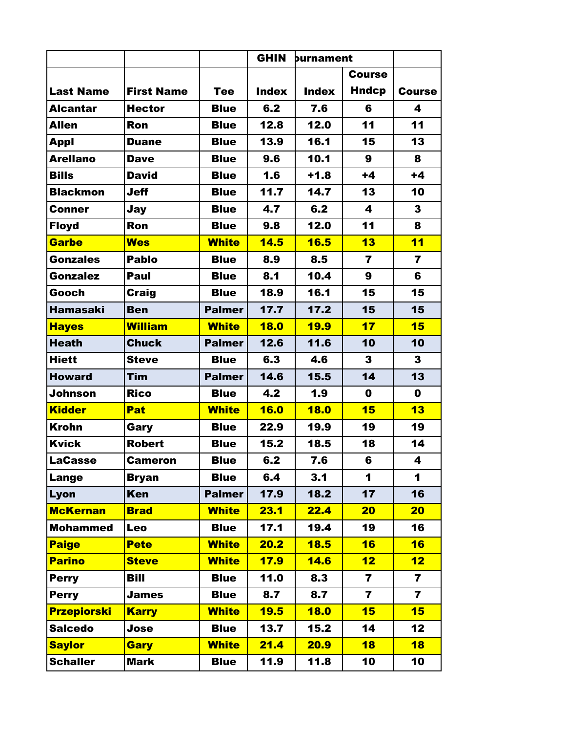| | | | GHIN | Tournament | | |
|---|---|---|---|---|---|---|
| Last Name | First Name | Tee | Index | Index | Course Hndcp | Course |
| Alcantar | Hector | Blue | 6.2 | 7.6 | 6 | 4 |
| Allen | Ron | Blue | 12.8 | 12.0 | 11 | 11 |
| Appl | Duane | Blue | 13.9 | 16.1 | 15 | 13 |
| Arellano | Dave | Blue | 9.6 | 10.1 | 9 | 8 |
| Bills | David | Blue | 1.6 | +1.8 | +4 | +4 |
| Blackmon | Jeff | Blue | 11.7 | 14.7 | 13 | 10 |
| Conner | Jay | Blue | 4.7 | 6.2 | 4 | 3 |
| Floyd | Ron | Blue | 9.8 | 12.0 | 11 | 8 |
| Garbe | Wes | White | 14.5 | 16.5 | 13 | 11 |
| Gonzales | Pablo | Blue | 8.9 | 8.5 | 7 | 7 |
| Gonzalez | Paul | Blue | 8.1 | 10.4 | 9 | 6 |
| Gooch | Craig | Blue | 18.9 | 16.1 | 15 | 15 |
| Hamasaki | Ben | Palmer | 17.7 | 17.2 | 15 | 15 |
| Hayes | William | White | 18.0 | 19.9 | 17 | 15 |
| Heath | Chuck | Palmer | 12.6 | 11.6 | 10 | 10 |
| Hiett | Steve | Blue | 6.3 | 4.6 | 3 | 3 |
| Howard | Tim | Palmer | 14.6 | 15.5 | 14 | 13 |
| Johnson | Rico | Blue | 4.2 | 1.9 | 0 | 0 |
| Kidder | Pat | White | 16.0 | 18.0 | 15 | 13 |
| Krohn | Gary | Blue | 22.9 | 19.9 | 19 | 19 |
| Kvick | Robert | Blue | 15.2 | 18.5 | 18 | 14 |
| LaCasse | Cameron | Blue | 6.2 | 7.6 | 6 | 4 |
| Lange | Bryan | Blue | 6.4 | 3.1 | 1 | 1 |
| Lyon | Ken | Palmer | 17.9 | 18.2 | 17 | 16 |
| McKernan | Brad | White | 23.1 | 22.4 | 20 | 20 |
| Mohammed | Leo | Blue | 17.1 | 19.4 | 19 | 16 |
| Paige | Pete | White | 20.2 | 18.5 | 16 | 16 |
| Parino | Steve | White | 17.9 | 14.6 | 12 | 12 |
| Perry | Bill | Blue | 11.0 | 8.3 | 7 | 7 |
| Perry | James | Blue | 8.7 | 8.7 | 7 | 7 |
| Przepiorski | Karry | White | 19.5 | 18.0 | 15 | 15 |
| Salcedo | Jose | Blue | 13.7 | 15.2 | 14 | 12 |
| Saylor | Gary | White | 21.4 | 20.9 | 18 | 18 |
| Schaller | Mark | Blue | 11.9 | 11.8 | 10 | 10 |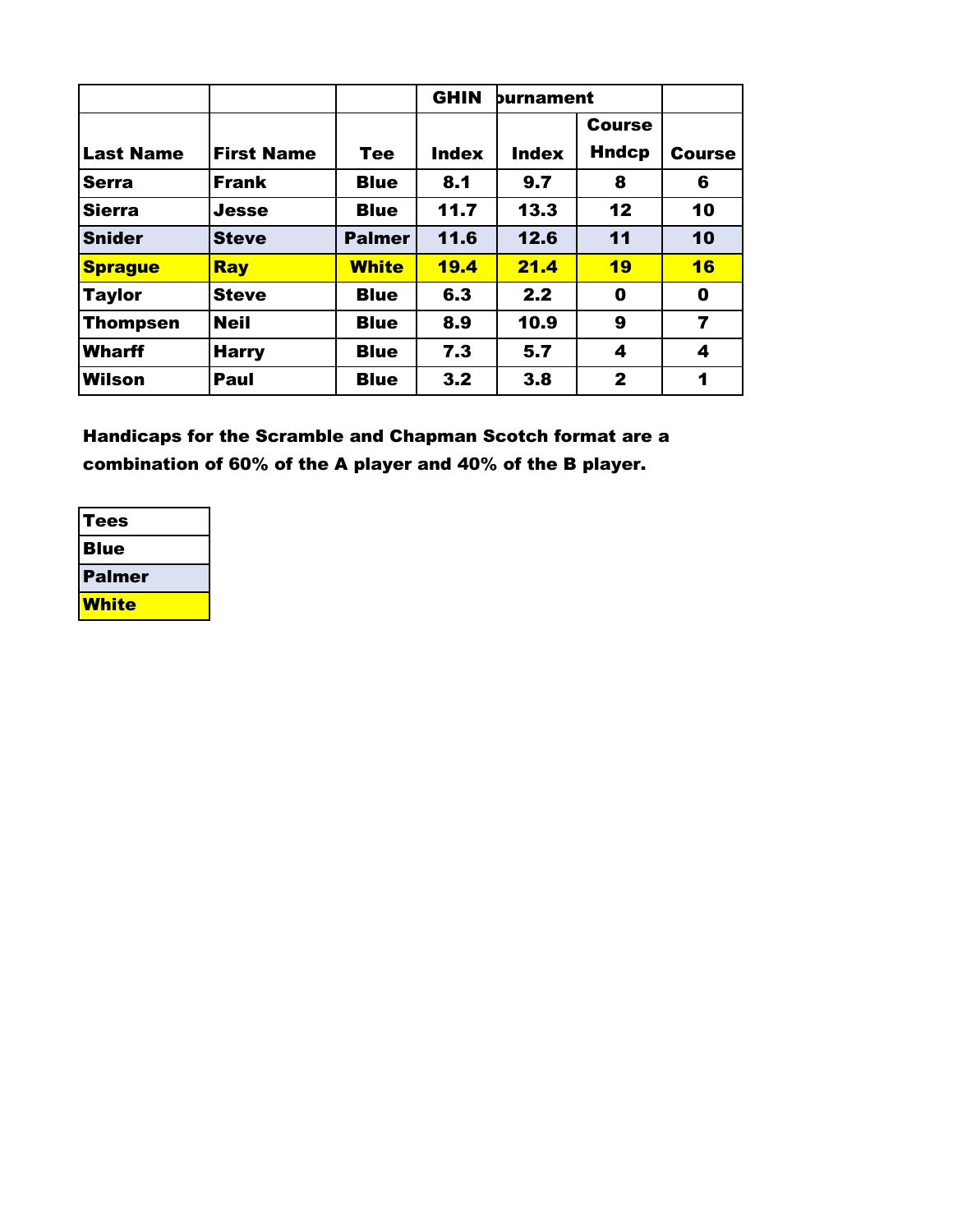| | | | GHIN | Tournament | | |
|---|---|---|---|---|---|---|
| **Last Name** | **First Name** | **Tee** | **Index** | **Index** | **Course Hndcp** | **Course** |
| **Serra** | **Frank** | **Blue** | **8.1** | **9.7** | **8** | **6** |
| **Sierra** | **Jesse** | **Blue** | **11.7** | **13.3** | **12** | **10** |
| **Snider** | **Steve** | **Palmer** | **11.6** | **12.6** | **11** | **10** |
| **Sprague** | **Ray** | **White** | **19.4** | **21.4** | **19** | **16** |
| **Taylor** | **Steve** | **Blue** | **6.3** | **2.2** | **0** | **0** |
| **Thompsen** | **Neil** | **Blue** | **8.9** | **10.9** | **9** | **7** |
| **Wharff** | **Harry** | **Blue** | **7.3** | **5.7** | **4** | **4** |
| **Wilson** | **Paul** | **Blue** | **3.2** | **3.8** | **2** | **1** |

**Handicaps for the Scramble and Chapman Scotch format are a combination of 60% of the A player and 40% of the B player.**

| **Tees** |
|---|
| **Blue** |
| **Palmer** |
| **White** |